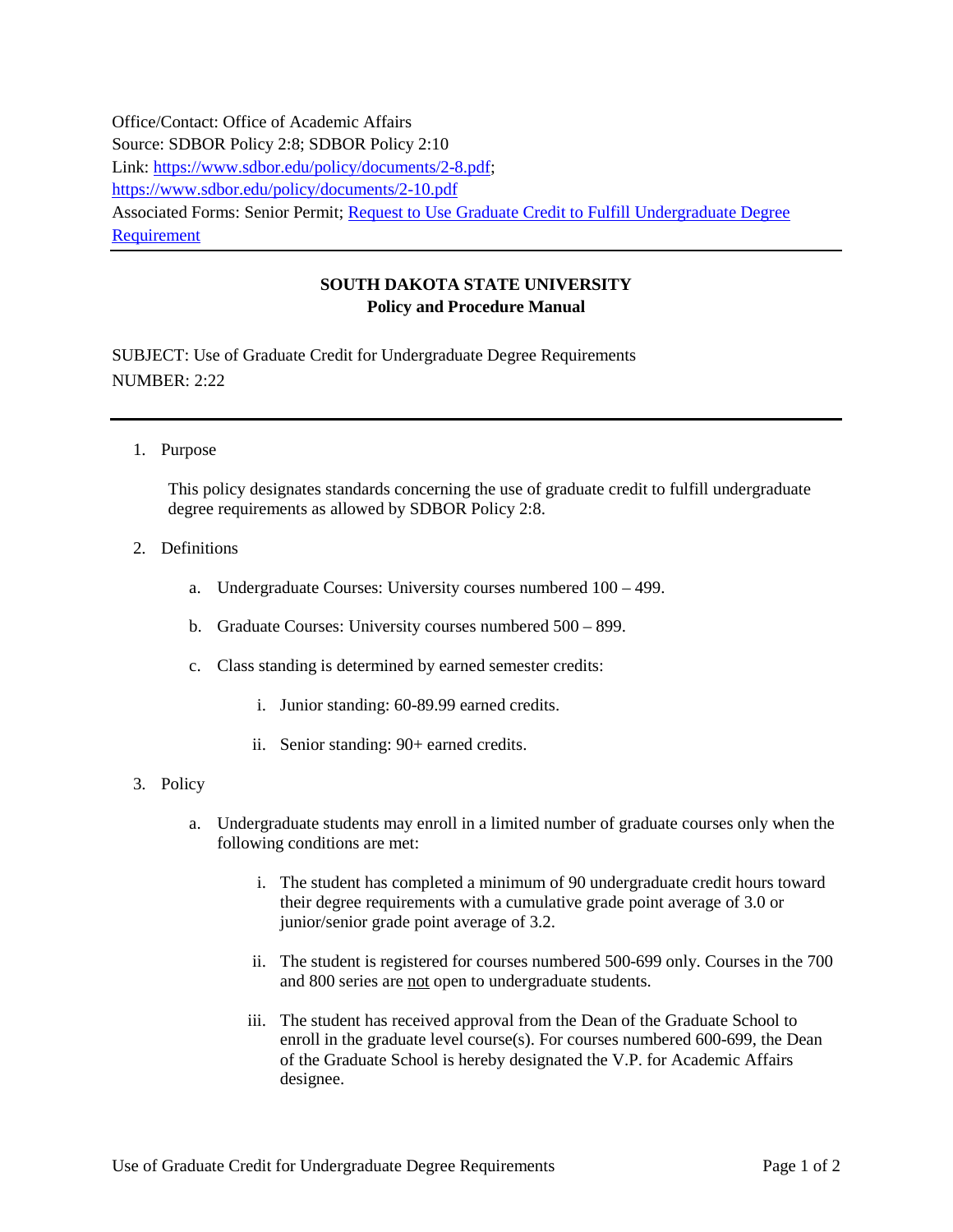Office/Contact: Office of Academic Affairs
Source: SDBOR Policy 2:8; SDBOR Policy 2:10
Link: [https://www.sdbor.edu/policy/documents/2-8.pdf](https://www.sdbor.edu/policy/documents/2-8.pdf); [https://www.sdbor.edu/policy/documents/2-10.pdf](https://www.sdbor.edu/policy/documents/2-10.pdf)
Associated Forms: Senior Permit; Request to Use Graduate Credit to Fulfill Undergraduate Degree Requirement

---

**SOUTH DAKOTA STATE UNIVERSITY**
**Policy and Procedure Manual**

SUBJECT: Use of Graduate Credit for Undergraduate Degree Requirements
NUMBER: 2:22

---

1. Purpose

   This policy designates standards concerning the use of graduate credit to fulfill undergraduate degree requirements as allowed by SDBOR Policy 2:8.

2. Definitions

   a. Undergraduate Courses: University courses numbered 100 – 499.

   b. Graduate Courses: University courses numbered 500 – 899.

   c. Class standing is determined by earned semester credits:

      i. Junior standing: 60-89.99 earned credits.

      ii. Senior standing: 90+ earned credits.

3. Policy

   a. Undergraduate students may enroll in a limited number of graduate courses only when the following conditions are met:

      i. The student has completed a minimum of 90 undergraduate credit hours toward their degree requirements with a cumulative grade point average of 3.0 or junior/senior grade point average of 3.2.

      ii. The student is registered for courses numbered 500-699 only. Courses in the 700 and 800 series are not open to undergraduate students.

      iii. The student has received approval from the Dean of the Graduate School to enroll in the graduate level course(s). For courses numbered 600-699, the Dean of the Graduate School is hereby designated the V.P. for Academic Affairs designee.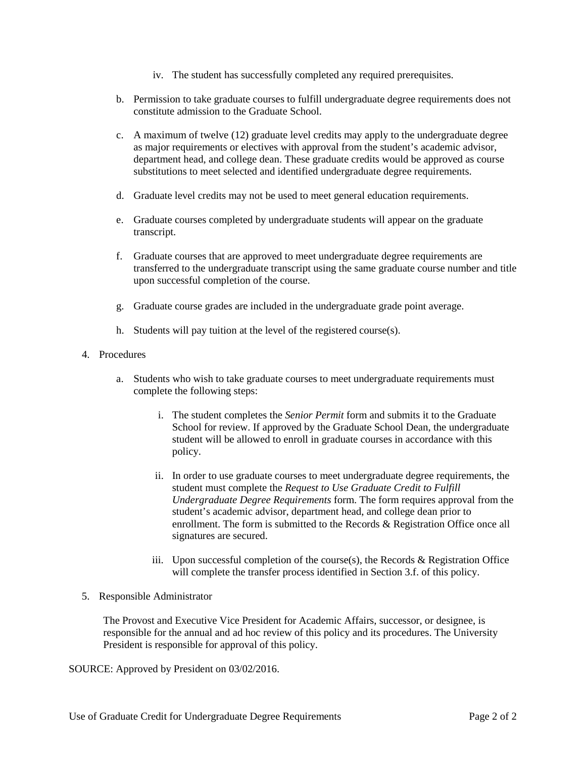iv. The student has successfully completed any required prerequisites.

b. Permission to take graduate courses to fulfill undergraduate degree requirements does not constitute admission to the Graduate School.

c. A maximum of twelve (12) graduate level credits may apply to the undergraduate degree as major requirements or electives with approval from the student's academic advisor, department head, and college dean. These graduate credits would be approved as course substitutions to meet selected and identified undergraduate degree requirements.

d. Graduate level credits may not be used to meet general education requirements.

e. Graduate courses completed by undergraduate students will appear on the graduate transcript.

f. Graduate courses that are approved to meet undergraduate degree requirements are transferred to the undergraduate transcript using the same graduate course number and title upon successful completion of the course.

g. Graduate course grades are included in the undergraduate grade point average.

h. Students will pay tuition at the level of the registered course(s).

4. Procedures

   a. Students who wish to take graduate courses to meet undergraduate requirements must complete the following steps:

      i. The student completes the *Senior Permit* form and submits it to the Graduate School for review. If approved by the Graduate School Dean, the undergraduate student will be allowed to enroll in graduate courses in accordance with this policy.

      ii. In order to use graduate courses to meet undergraduate degree requirements, the student must complete the *Request to Use Graduate Credit to Fulfill Undergraduate Degree Requirements* form. The form requires approval from the student's academic advisor, department head, and college dean prior to enrollment. The form is submitted to the Records & Registration Office once all signatures are secured.

      iii. Upon successful completion of the course(s), the Records & Registration Office will complete the transfer process identified in Section 3.f. of this policy.

5. Responsible Administrator

   The Provost and Executive Vice President for Academic Affairs, successor, or designee, is responsible for the annual and ad hoc review of this policy and its procedures. The University President is responsible for approval of this policy.

SOURCE: Approved by President on 03/02/2016.